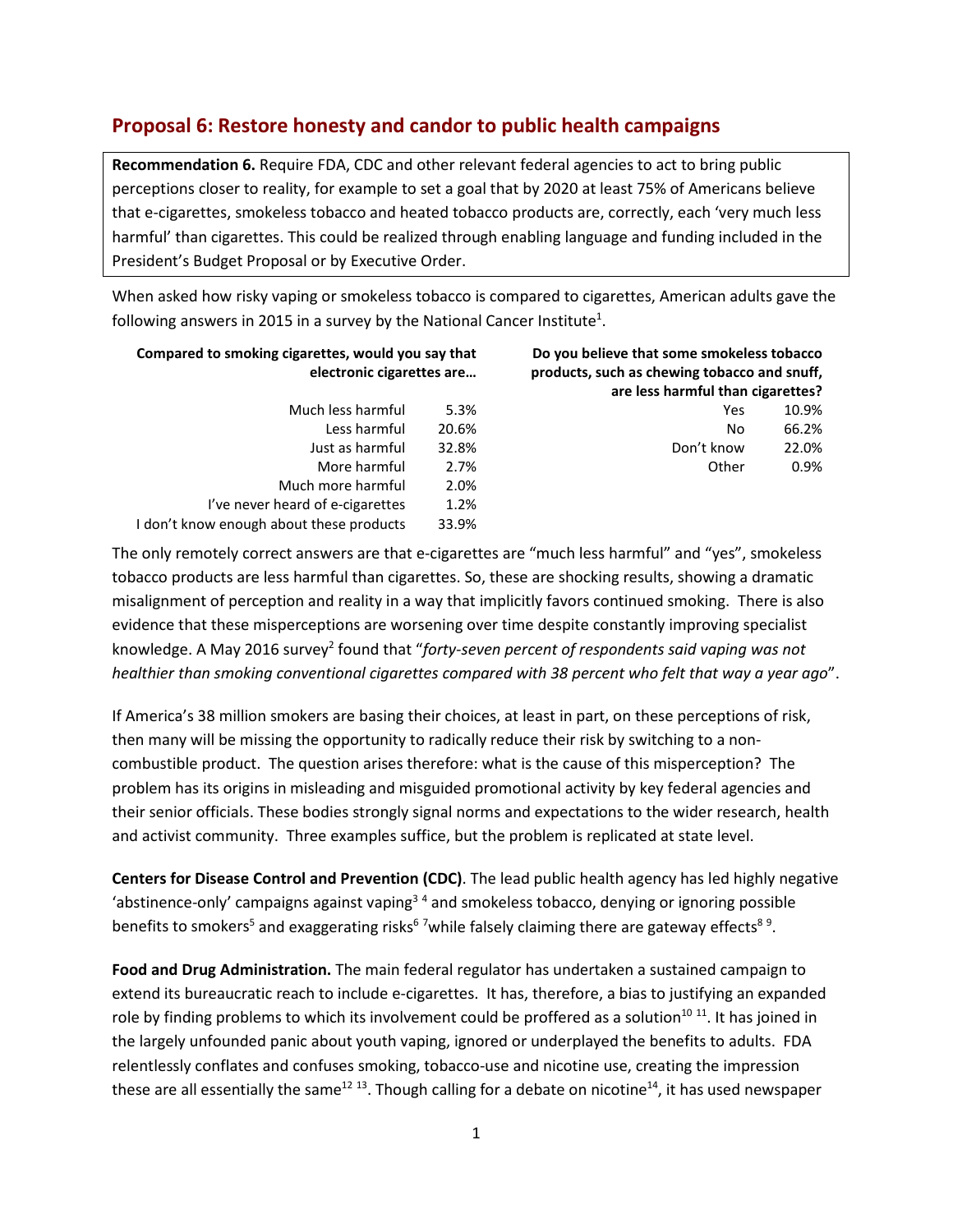## Proposal 6: Restore honesty and candor to public health campaigns

**Recommendation 6.** Require FDA, CDC and other relevant federal agencies to act to bring public perceptions closer to reality, for example to set a goal that by 2020 at least 75% of Americans believe that e-cigarettes, smokeless tobacco and heated tobacco products are, correctly, each 'very much less harmful' than cigarettes. This could be realized through enabling language and funding included in the President's Budget Proposal or by Executive Order.

When asked how risky vaping or smokeless tobacco is compared to cigarettes, American adults gave the following answers in 2015 in a survey by the National Cancer Institute[1].

| Compared to smoking cigarettes, would you say that electronic cigarettes are… | |
|---|---|
| Much less harmful | 5.3% |
| Less harmful | 20.6% |
| Just as harmful | 32.8% |
| More harmful | 2.7% |
| Much more harmful | 2.0% |
| I've never heard of e-cigarettes | 1.2% |
| I don't know enough about these products | 33.9% |

| Do you believe that some smokeless tobacco products, such as chewing tobacco and snuff, are less harmful than cigarettes? | |
|---|---|
| Yes | 10.9% |
| No | 66.2% |
| Don't know | 22.0% |
| Other | 0.9% |

The only remotely correct answers are that e-cigarettes are "much less harmful" and "yes", smokeless tobacco products are less harmful than cigarettes. So, these are shocking results, showing a dramatic misalignment of perception and reality in a way that implicitly favors continued smoking. There is also evidence that these misperceptions are worsening over time despite constantly improving specialist knowledge. A May 2016 survey[2] found that "*forty-seven percent of respondents said vaping was not healthier than smoking conventional cigarettes compared with 38 percent who felt that way a year ago*".

If America's 38 million smokers are basing their choices, at least in part, on these perceptions of risk, then many will be missing the opportunity to radically reduce their risk by switching to a non-combustible product. The question arises therefore: what is the cause of this misperception? The problem has its origins in misleading and misguided promotional activity by key federal agencies and their senior officials. These bodies strongly signal norms and expectations to the wider research, health and activist community. Three examples suffice, but the problem is replicated at state level.

**Centers for Disease Control and Prevention (CDC)**. The lead public health agency has led highly negative 'abstinence-only' campaigns against vaping[3,4] and smokeless tobacco, denying or ignoring possible benefits to smokers[5] and exaggerating risks[6,7] while falsely claiming there are gateway effects[8,9].

**Food and Drug Administration.** The main federal regulator has undertaken a sustained campaign to extend its bureaucratic reach to include e-cigarettes. It has, therefore, a bias to justifying an expanded role by finding problems to which its involvement could be proffered as a solution[10,11]. It has joined in the largely unfounded panic about youth vaping, ignored or underplayed the benefits to adults. FDA relentlessly conflates and confuses smoking, tobacco-use and nicotine use, creating the impression these are all essentially the same[12,13]. Though calling for a debate on nicotine[14], it has used newspaper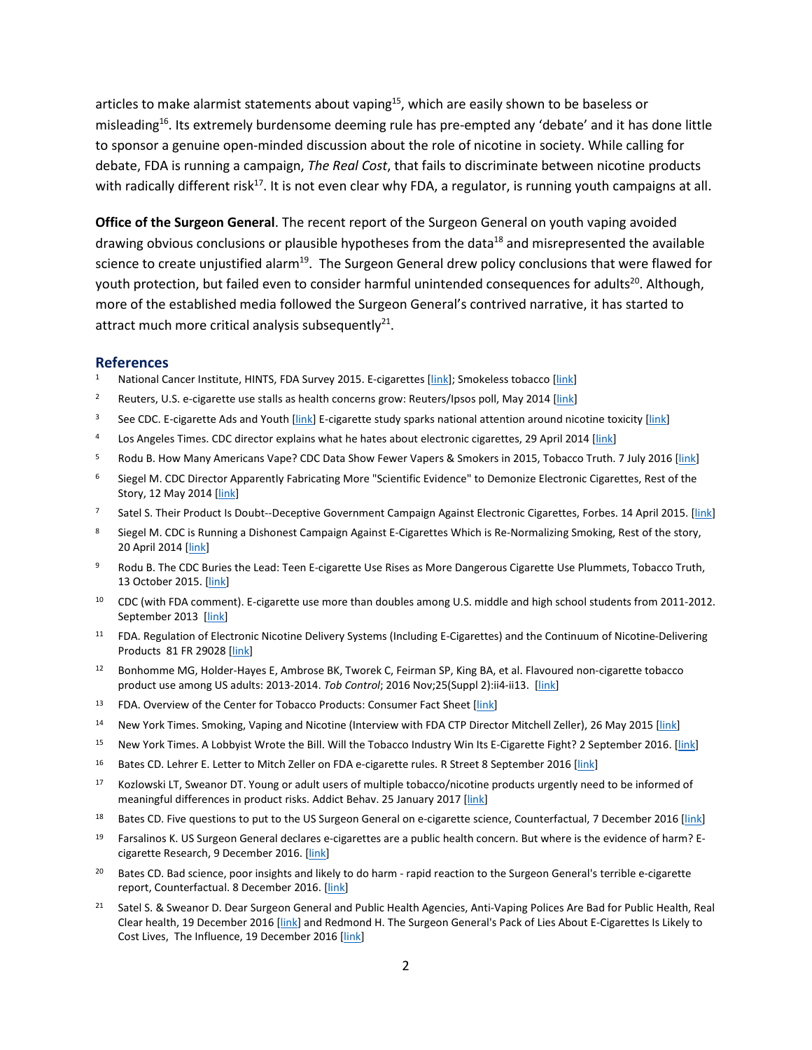articles to make alarmist statements about vaping[15], which are easily shown to be baseless or misleading[16]. Its extremely burdensome deeming rule has pre-empted any 'debate' and it has done little to sponsor a genuine open-minded discussion about the role of nicotine in society. While calling for debate, FDA is running a campaign, *The Real Cost*, that fails to discriminate between nicotine products with radically different risk[17]. It is not even clear why FDA, a regulator, is running youth campaigns at all.

**Office of the Surgeon General**. The recent report of the Surgeon General on youth vaping avoided drawing obvious conclusions or plausible hypotheses from the data[18] and misrepresented the available science to create unjustified alarm[19]. The Surgeon General drew policy conclusions that were flawed for youth protection, but failed even to consider harmful unintended consequences for adults[20]. Although, more of the established media followed the Surgeon General's contrived narrative, it has started to attract much more critical analysis subsequently[21].

## References

1. National Cancer Institute, HINTS, FDA Survey 2015. E-cigarettes [link]; Smokeless tobacco [link]
2. Reuters, U.S. e-cigarette use stalls as health concerns grow: Reuters/Ipsos poll, May 2014 [link]
3. See CDC. E-cigarette Ads and Youth [link] E-cigarette study sparks national attention around nicotine toxicity [link]
4. Los Angeles Times. CDC director explains what he hates about electronic cigarettes, 29 April 2014 [link]
5. Rodu B. How Many Americans Vape? CDC Data Show Fewer Vapers & Smokers in 2015, Tobacco Truth. 7 July 2016 [link]
6. Siegel M. CDC Director Apparently Fabricating More "Scientific Evidence" to Demonize Electronic Cigarettes, Rest of the Story, 12 May 2014 [link]
7. Satel S. Their Product Is Doubt--Deceptive Government Campaign Against Electronic Cigarettes, Forbes. 14 April 2015. [link]
8. Siegel M. CDC is Running a Dishonest Campaign Against E-Cigarettes Which is Re-Normalizing Smoking, Rest of the story, 20 April 2014 [link]
9. Rodu B. The CDC Buries the Lead: Teen E-cigarette Use Rises as More Dangerous Cigarette Use Plummets, Tobacco Truth, 13 October 2015. [link]
10. CDC (with FDA comment). E-cigarette use more than doubles among U.S. middle and high school students from 2011-2012. September 2013 [link]
11. FDA. Regulation of Electronic Nicotine Delivery Systems (Including E-Cigarettes) and the Continuum of Nicotine-Delivering Products 81 FR 29028 [link]
12. Bonhomme MG, Holder-Hayes E, Ambrose BK, Tworek C, Feirman SP, King BA, et al. Flavoured non-cigarette tobacco product use among US adults: 2013-2014. *Tob Control*; 2016 Nov;25(Suppl 2):ii4-ii13. [link]
13. FDA. Overview of the Center for Tobacco Products: Consumer Fact Sheet [link]
14. New York Times. Smoking, Vaping and Nicotine (Interview with FDA CTP Director Mitchell Zeller), 26 May 2015 [link]
15. New York Times. A Lobbyist Wrote the Bill. Will the Tobacco Industry Win Its E-Cigarette Fight? 2 September 2016. [link]
16. Bates CD. Lehrer E. Letter to Mitch Zeller on FDA e-cigarette rules. R Street 8 September 2016 [link]
17. Kozlowski LT, Sweanor DT. Young or adult users of multiple tobacco/nicotine products urgently need to be informed of meaningful differences in product risks. Addict Behav. 25 January 2017 [link]
18. Bates CD. Five questions to put to the US Surgeon General on e-cigarette science, Counterfactual, 7 December 2016 [link]
19. Farsalinos K. US Surgeon General declares e-cigarettes are a public health concern. But where is the evidence of harm? E-cigarette Research, 9 December 2016. [link]
20. Bates CD. Bad science, poor insights and likely to do harm - rapid reaction to the Surgeon General's terrible e-cigarette report, Counterfactual. 8 December 2016. [link]
21. Satel S. & Sweanor D. Dear Surgeon General and Public Health Agencies, Anti-Vaping Polices Are Bad for Public Health, Real Clear health, 19 December 2016 [link] and Redmond H. The Surgeon General's Pack of Lies About E-Cigarettes Is Likely to Cost Lives, The Influence, 19 December 2016 [link]